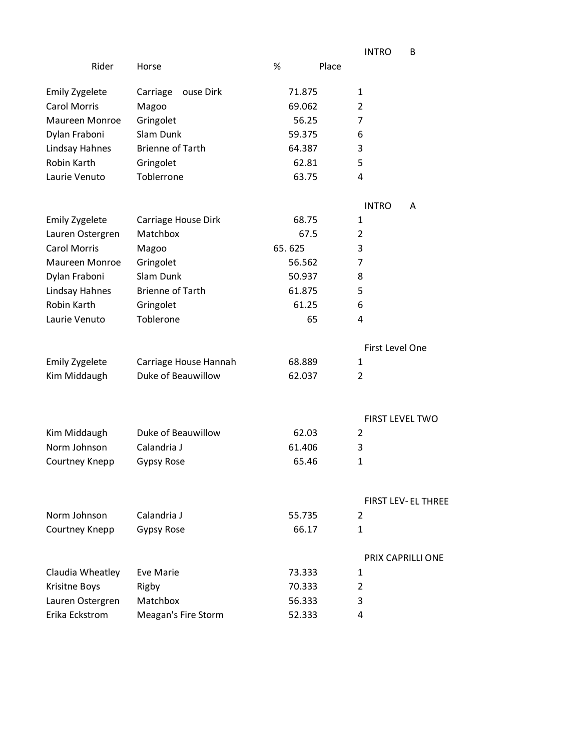| Rider | Horse | % | Place |
|---|---|---|---|
| | | | **INTRO B** |
| Emily Zygelete | Carriage ouse Dirk | 71.875 | 1 |
| Carol Morris | Magoo | 69.062 | 2 |
| Maureen Monroe | Gringolet | 56.25 | 7 |
| Dylan Fraboni | Slam Dunk | 59.375 | 6 |
| Lindsay Hahnes | Brienne of Tarth | 64.387 | 3 |
| Robin Karth | Gringolet | 62.81 | 5 |
| Laurie Venuto | Toblerrone | 63.75 | 4 |
| | | | **INTRO A** |
| Emily Zygelete | Carriage House Dirk | 68.75 | 1 |
| Lauren Ostergren | Matchbox | 67.5 | 2 |
| Carol Morris | Magoo | 65. 625 | 3 |
| Maureen Monroe | Gringolet | 56.562 | 7 |
| Dylan Fraboni | Slam Dunk | 50.937 | 8 |
| Lindsay Hahnes | Brienne of Tarth | 61.875 | 5 |
| Robin Karth | Gringolet | 61.25 | 6 |
| Laurie Venuto | Toblerone | 65 | 4 |
| | | | **First Level One** |
| Emily Zygelete | Carriage House Hannah | 68.889 | 1 |
| Kim Middaugh | Duke of Beauwillow | 62.037 | 2 |
| | | | **FIRST LEVEL TWO** |
| Kim Middaugh | Duke of Beauwillow | 62.03 | 2 |
| Norm Johnson | Calandria J | 61.406 | 3 |
| Courtney Knepp | Gypsy Rose | 65.46 | 1 |
| | | | **FIRST LEV- EL THREE** |
| Norm Johnson | Calandria J | 55.735 | 2 |
| Courtney Knepp | Gypsy Rose | 66.17 | 1 |
| | | | **PRIX CAPRILLI ONE** |
| Claudia Wheatley | Eve Marie | 73.333 | 1 |
| Krisitne Boys | Rigby | 70.333 | 2 |
| Lauren Ostergren | Matchbox | 56.333 | 3 |
| Erika Eckstrom | Meagan's Fire Storm | 52.333 | 4 |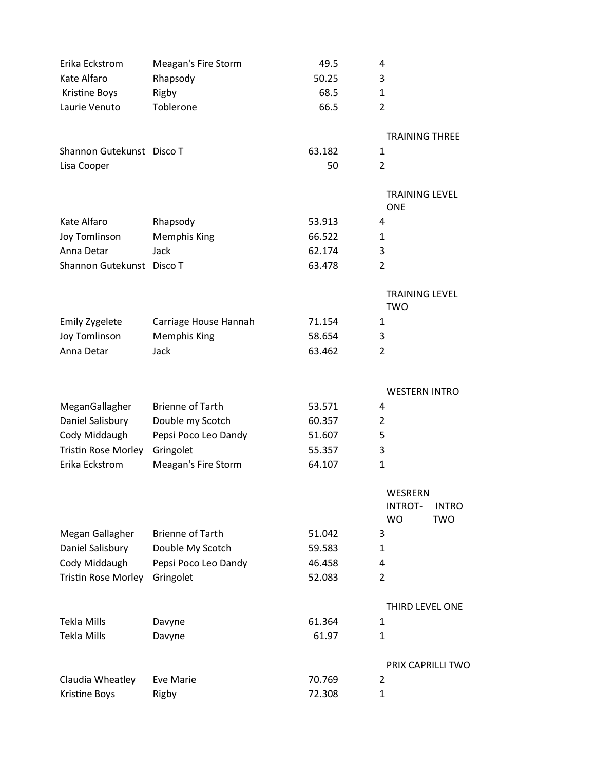| | | | |
|---|---|---|---|
| Erika Eckstrom | Meagan's Fire Storm | 49.5 | 4 |
| Kate Alfaro | Rhapsody | 50.25 | 3 |
| Kristine Boys | Rigby | 68.5 | 1 |
| Laurie Venuto | Toblerone | 66.5 | 2 |
| | | | TRAINING THREE |
| Shannon Gutekunst | Disco T | 63.182 | 1 |
| Lisa Cooper | | 50 | 2 |
| | | | TRAINING LEVEL ONE |
| Kate Alfaro | Rhapsody | 53.913 | 4 |
| Joy Tomlinson | Memphis King | 66.522 | 1 |
| Anna Detar | Jack | 62.174 | 3 |
| Shannon Gutekunst | Disco T | 63.478 | 2 |
| | | | TRAINING LEVEL TWO |
| Emily Zygelete | Carriage House Hannah | 71.154 | 1 |
| Joy Tomlinson | Memphis King | 58.654 | 3 |
| Anna Detar | Jack | 63.462 | 2 |
| | | | WESTERN INTRO |
| MeganGallagher | Brienne of Tarth | 53.571 | 4 |
| Daniel Salisbury | Double my Scotch | 60.357 | 2 |
| Cody Middaugh | Pepsi Poco Leo Dandy | 51.607 | 5 |
| Tristin Rose Morley | Gringolet | 55.357 | 3 |
| Erika Eckstrom | Meagan's Fire Storm | 64.107 | 1 |
| | | | WESRERN INTROT-WO INTRO TWO |
| Megan Gallagher | Brienne of Tarth | 51.042 | 3 |
| Daniel Salisbury | Double My Scotch | 59.583 | 1 |
| Cody Middaugh | Pepsi Poco Leo Dandy | 46.458 | 4 |
| Tristin Rose Morley | Gringolet | 52.083 | 2 |
| | | | THIRD LEVEL ONE |
| Tekla Mills | Davyne | 61.364 | 1 |
| Tekla Mills | Davyne | 61.97 | 1 |
| | | | PRIX CAPRILLI TWO |
| Claudia Wheatley | Eve Marie | 70.769 | 2 |
| Kristine Boys | Rigby | 72.308 | 1 |